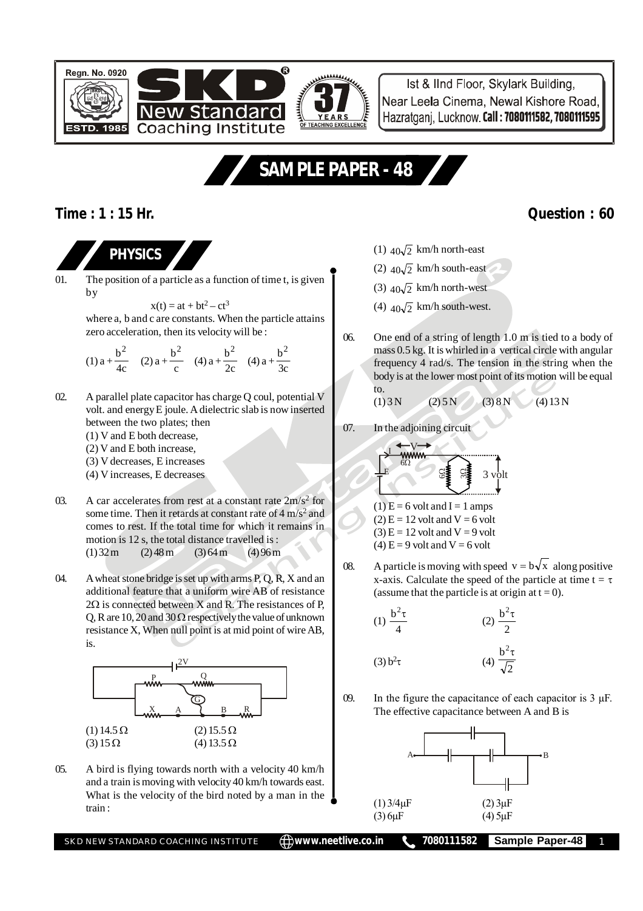Regn. No. 0920

ESTD. 1985

**SKD New Standard Coaching Institute**

37 YEARS OF TEACHING EXCELLENCE

Ist & IInd Floor, Skylark Building, Near Leela Cinema, Newal Kishore Road, Hazratganj, Lucknow. **Call : 7080111582, 7080111595**

# SAMPLE PAPER - 48

**Time : 1 : 15 Hr.** **Question : 60**

## PHYSICS

01. The position of a particle as a function of time t, is given by

$$x(t) = at + bt^2 - ct^3$$

where a, b and c are constants. When the particle attains zero acceleration, then its velocity will be :

(1) $a + \frac{b^2}{4c}$ (2) $a + \frac{b^2}{c}$ (3) $a + \frac{b^2}{2c}$ (4) $a + \frac{b^2}{3c}$

02. A parallel plate capacitor has charge Q coul, potential V volt. and energy E joule. A dielectric slab is now inserted between the two plates; then
(1) V and E both decrease,
(2) V and E both increase,
(3) V decreases, E increases
(4) V increases, E decreases

03. A car accelerates from rest at a constant rate $2 m/s^2$ for some time. Then it retards at constant rate of $4 m/s^2$ and comes to rest. If the total time for which it remains in motion is 12 s, the total distance travelled is :
(1) 32 m (2) 48 m (3) 64 m (4) 96 m

04. A wheat stone bridge is set up with arms P, Q, R, X and an additional feature that a uniform wire AB of resistance $2\Omega$ is connected between X and R. The resistances of P, Q, R are 10, 20 and $30\,\Omega$ respectively the value of unknown resistance X, When null point is at mid point of wire AB, is.

(1) $14.5\,\Omega$ (2) $15.5\,\Omega$
(3) $15\,\Omega$ (4) $13.5\,\Omega$

05. A bird is flying towards north with a velocity 40 km/h and a train is moving with velocity 40 km/h towards east. What is the velocity of the bird noted by a man in the train :
(1) $40\sqrt{2}$ km/h north-east
(2) $40\sqrt{2}$ km/h south-east
(3) $40\sqrt{2}$ km/h north-west
(4) $40\sqrt{2}$ km/h south-west.

06. One end of a string of length 1.0 m is tied to a body of mass 0.5 kg. It is whirled in a vertical circle with angular frequency 4 rad/s. The tension in the string when the body is at the lower most point of its motion will be equal to.
(1) 3 N (2) 5 N (3) 8 N (4) 13 N

07. In the adjoining circuit

(1) E = 6 volt and I = 1 amps
(2) E = 12 volt and V = 6 volt
(3) E = 12 volt and V = 9 volt
(4) E = 9 volt and V = 6 volt

08. A particle is moving with speed $v = b\sqrt{x}$ along positive x-axis. Calculate the speed of the particle at time $t = \tau$ (assume that the particle is at origin at t = 0).

(1) $\frac{b^2\tau}{4}$ (2) $\frac{b^2\tau}{2}$

(3) $b^2\tau$ (4) $\frac{b^2\tau}{\sqrt{2}}$

09. In the figure the capacitance of each capacitor is $3\,\mu F$. The effective capacitance between A and B is

(1) $3/4\,\mu F$ (2) $3\,\mu F$
(3) $6\,\mu F$ (4) $5\,\mu F$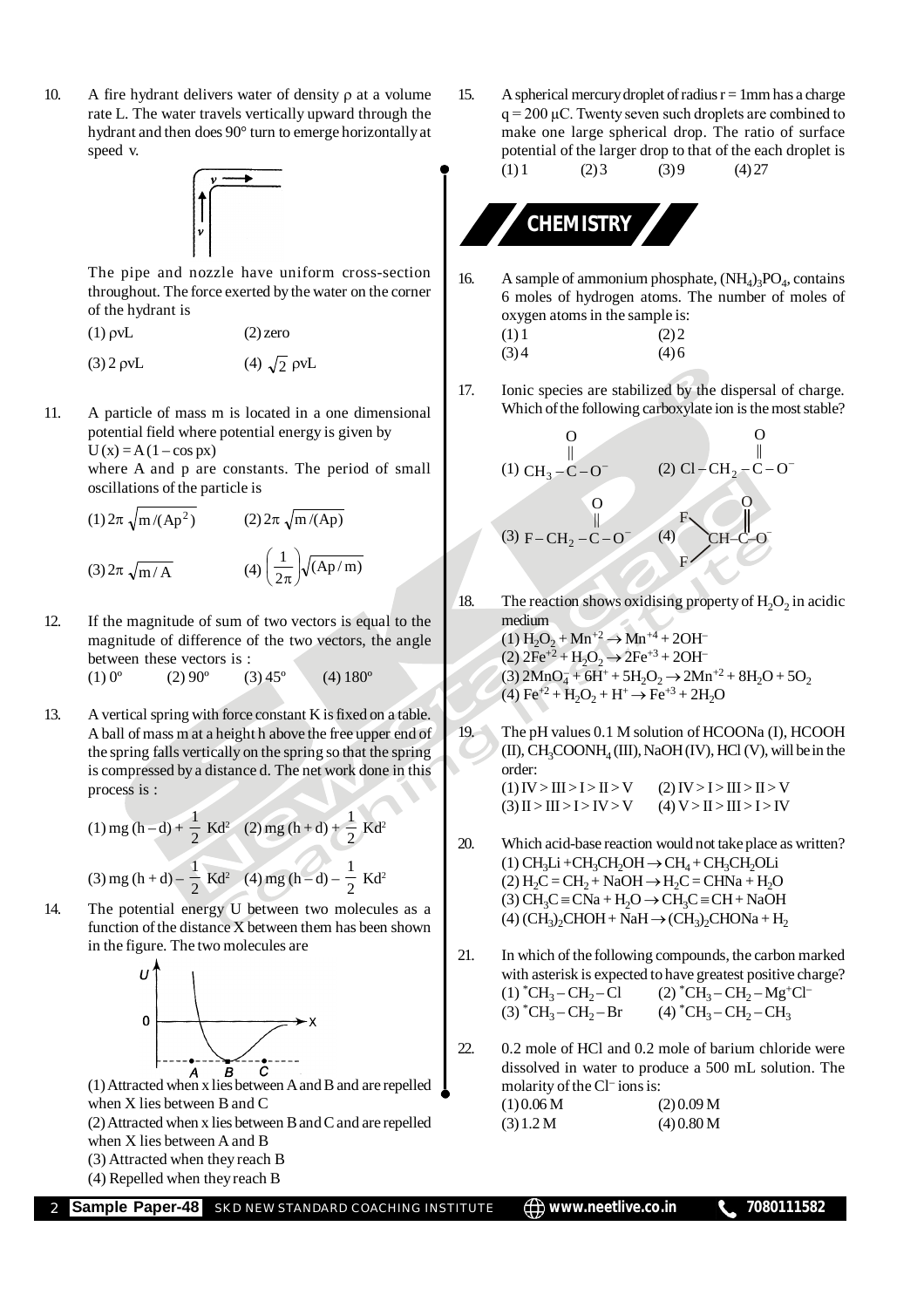10. A fire hydrant delivers water of density ρ at a volume rate L. The water travels vertically upward through the hydrant and then does 90° turn to emerge horizontally at speed v.

The pipe and nozzle have uniform cross-section throughout. The force exerted by the water on the corner of the hydrant is

(1) ρvL (2) zero

(3) 2 ρvL (4) $\sqrt{2}$ ρvL

11. A particle of mass m is located in a one dimensional potential field where potential energy is given by $U(x) = A(1 - \cos px)$

where A and p are constants. The period of small oscillations of the particle is

(1) $2\pi\sqrt{m/(Ap^2)}$ (2) $2\pi\sqrt{m/(Ap)}$

(3) $2\pi\sqrt{m/A}$ (4) $\left(\frac{1}{2\pi}\right)\sqrt{(Ap/m)}$

12. If the magnitude of sum of two vectors is equal to the magnitude of difference of the two vectors, the angle between these vectors is :

(1) 0° (2) 90° (3) 45° (4) 180°

13. A vertical spring with force constant K is fixed on a table. A ball of mass m at a height h above the free upper end of the spring falls vertically on the spring so that the spring is compressed by a distance d. The net work done in this process is :

(1) $mg(h-d) + \frac{1}{2}Kd^2$ (2) $mg(h+d) + \frac{1}{2}Kd^2$

(3) $mg(h+d) - \frac{1}{2}Kd^2$ (4) $mg(h-d) - \frac{1}{2}Kd^2$

14. The potential energy U between two molecules as a function of the distance X between them has been shown in the figure. The two molecules are

(1) Attracted when x lies between A and B and are repelled when X lies between B and C

(2) Attracted when x lies between B and C and are repelled when X lies between A and B

(3) Attracted when they reach B

(4) Repelled when they reach B

15. A spherical mercury droplet of radius r = 1mm has a charge q = 200 μC. Twenty seven such droplets are combined to make one large spherical drop. The ratio of surface potential of the larger drop to that of the each droplet is

(1) 1 (2) 3 (3) 9 (4) 27

## CHEMISTRY

16. A sample of ammonium phosphate, $(NH_4)_3PO_4$, contains 6 moles of hydrogen atoms. The number of moles of oxygen atoms in the sample is:

(1) 1 (2) 2

(3) 4 (4) 6

17. Ionic species are stabilized by the dispersal of charge. Which of the following carboxylate ion is the most stable?

(1) $CH_3-C(=O)-O^-$ (2) $Cl-CH_2-C(=O)-O^-$

(3) $F-CH_2-C(=O)-O^-$ (4) $F_2CH-C(=O)-O^-$

18. The reaction shows oxidising property of $H_2O_2$ in acidic medium

(1) $H_2O_2 + Mn^{+2} \rightarrow Mn^{+4} + 2OH^-$

(2) $2Fe^{+2} + H_2O_2 \rightarrow 2Fe^{+3} + 2OH^-$

(3) $2MnO_4^- + 6H^+ + 5H_2O_2 \rightarrow 2Mn^{+2} + 8H_2O + 5O_2$

(4) $Fe^{+2} + H_2O_2 + H^+ \rightarrow Fe^{+3} + 2H_2O$

19. The pH values 0.1 M solution of HCOONa (I), HCOOH (II), $CH_3COONH_4$ (III), NaOH (IV), HCl (V), will be in the order:

(1) IV > III > I > II > V (2) IV > I > III > II > V

(3) II > III > I > IV > V (4) V > II > III > I > IV

20. Which acid-base reaction would not take place as written?

(1) $CH_3Li + CH_3CH_2OH \rightarrow CH_4 + CH_3CH_2OLi$

(2) $H_2C = CH_2 + NaOH \rightarrow H_2C = CHNa + H_2O$

(3) $CH_3C \equiv CNa + H_2O \rightarrow CH_3C \equiv CH + NaOH$

(4) $(CH_3)_2CHOH + NaH \rightarrow (CH_3)_2CHONa + H_2$

21. In which of the following compounds, the carbon marked with asterisk is expected to have greatest positive charge?

(1) $^*CH_3 - CH_2 - Cl$ (2) $^*CH_3 - CH_2 - Mg^+Cl^-$

(3) $^*CH_3 - CH_2 - Br$ (4) $^*CH_3 - CH_2 - CH_3$

22. 0.2 mole of HCl and 0.2 mole of barium chloride were dissolved in water to produce a 500 mL solution. The molarity of the $Cl^-$ ions is:

(1) 0.06 M (2) 0.09 M

(3) 1.2 M (4) 0.80 M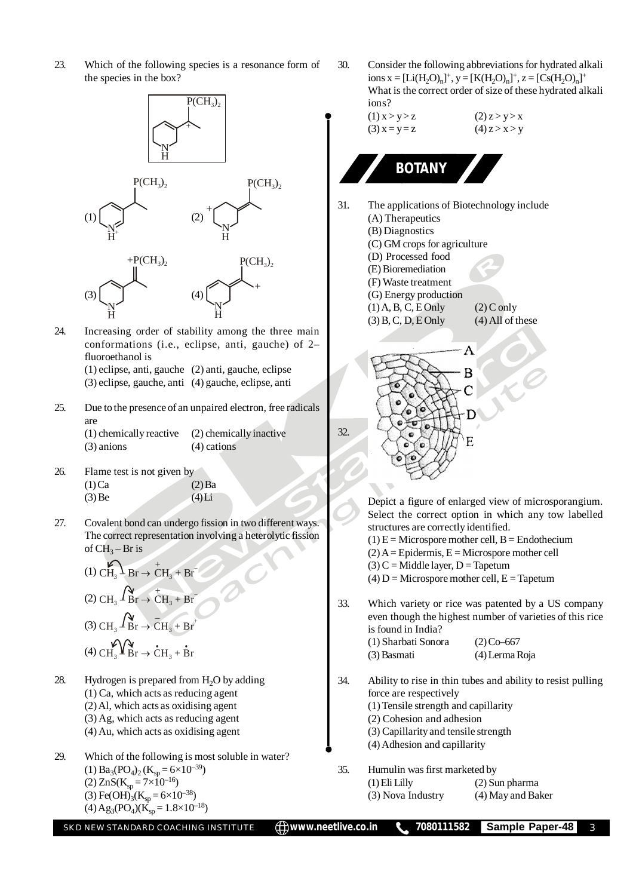23. Which of the following species is a resonance form of the species in the box?

(1) (2) (3) (4)

24. Increasing order of stability among the three main conformations (i.e., eclipse, anti, gauche) of 2–fluoroethanol is

(1) eclipse, anti, gauche (2) anti, gauche, eclipse
(3) eclipse, gauche, anti (4) gauche, eclipse, anti

25. Due to the presence of an unpaired electron, free radicals are

(1) chemically reactive (2) chemically inactive
(3) anions (4) cations

26. Flame test is not given by

(1) Ca (2) Ba
(3) Be (4) Li

27. Covalent bond can undergo fission in two different ways. The correct representation involving a heterolytic fission of $CH_3 - Br$ is

(1) $CH_3 - Br \rightarrow \overset{+}{C}H_3 + Br^-$
(2) $CH_3 - Br \rightarrow \overset{+}{C}H_3 + Br^-$
(3) $CH_3 - Br \rightarrow \overset{-}{C}H_3 + Br^+$
(4) $CH_3 - Br \rightarrow \dot{C}H_3 + \dot{B}r$

28. Hydrogen is prepared from $H_2O$ by adding

(1) Ca, which acts as reducing agent
(2) Al, which acts as oxidising agent
(3) Ag, which acts as reducing agent
(4) Au, which acts as oxidising agent

29. Which of the following is most soluble in water?

(1) $Ba_3(PO_4)_2$ ($K_{sp} = 6\times10^{-39}$)
(2) $ZnS$($K_{sp} = 7\times10^{-16}$)
(3) $Fe(OH)_3$($K_{sp} = 6\times10^{-38}$)
(4) $Ag_3(PO_4)$($K_{sp} = 1.8\times10^{-18}$)

30. Consider the following abbreviations for hydrated alkali ions $x = [Li(H_2O)_n]^+$, $y = [K(H_2O)_n]^+$, $z = [Cs(H_2O)_n]^+$
What is the correct order of size of these hydrated alkali ions?

(1) x > y > z (2) z > y > x
(3) x = y = z (4) z > x > y

## BOTANY

31. The applications of Biotechnology include
(A) Therapeutics
(B) Diagnostics
(C) GM crops for agriculture
(D) Processed food
(E) Bioremediation
(F) Waste treatment
(G) Energy production

(1) A, B, C, E Only (2) C only
(3) B, C, D, E Only (4) All of these

32. Depict a figure of enlarged view of microsporangium. Select the correct option in which any tow labelled structures are correctly identified.

(1) E = Microspore mother cell, B = Endothecium
(2) A = Epidermis, E = Microspore mother cell
(3) C = Middle layer, D = Tapetum
(4) D = Microspore mother cell, E = Tapetum

33. Which variety or rice was patented by a US company even though the highest number of varieties of this rice is found in India?

(1) Sharbati Sonora (2) Co–667
(3) Basmati (4) Lerma Roja

34. Ability to rise in thin tubes and ability to resist pulling force are respectively

(1) Tensile strength and capillarity
(2) Cohesion and adhesion
(3) Capillarity and tensile strength
(4) Adhesion and capillarity

35. Humulin was first marketed by

(1) Eli Lilly (2) Sun pharma
(3) Nova Industry (4) May and Baker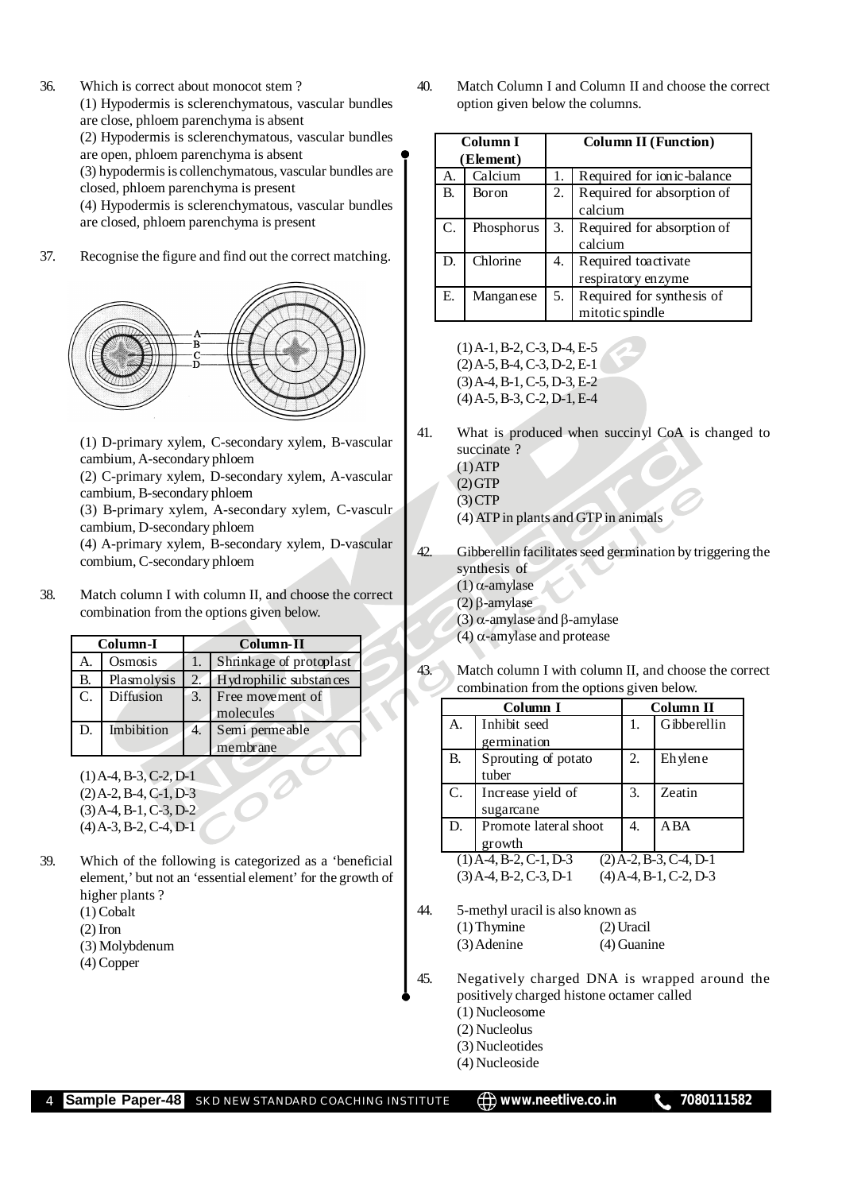36. Which is correct about monocot stem ?

(1) Hypodermis is sclerenchymatous, vascular bundles are close, phloem parenchyma is absent

(2) Hypodermis is sclerenchymatous, vascular bundles are open, phloem parenchyma is absent

(3) hypodermis is collenchymatous, vascular bundles are closed, phloem parenchyma is present

(4) Hypodermis is sclerenchymatous, vascular bundles are closed, phloem parenchyma is present

37. Recognise the figure and find out the correct matching.

(1) D-primary xylem, C-secondary xylem, B-vascular cambium, A-secondary phloem

(2) C-primary xylem, D-secondary xylem, A-vascular cambium, B-secondary phloem

(3) B-primary xylem, A-secondary xylem, C-vasculr cambium, D-secondary phloem

(4) A-primary xylem, B-secondary xylem, D-vascular combium, C-secondary phloem

38. Match column I with column II, and choose the correct combination from the options given below.

| Column-I | | Column-II | |
|---|---|---|---|
| A. | Osmosis | 1. | Shrinkage of protoplast |
| B. | Plasmolysis | 2. | Hydrophilic substances |
| C. | Diffusion | 3. | Free movement of molecules |
| D. | Imbibition | 4. | Semi permeable membrane |

(1) A-4, B-3, C-2, D-1
(2) A-2, B-4, C-1, D-3
(3) A-4, B-1, C-3, D-2
(4) A-3, B-2, C-4, D-1

39. Which of the following is categorized as a 'beneficial element,' but not an 'essential element' for the growth of higher plants ?

(1) Cobalt
(2) Iron
(3) Molybdenum
(4) Copper

40. Match Column I and Column II and choose the correct option given below the columns.

| Column I (Element) | | Column II (Function) | |
|---|---|---|---|
| A. | Calcium | 1. | Required for ionic-balance |
| B. | Boron | 2. | Required for absorption of calcium |
| C. | Phosphorus | 3. | Required for absorption of calcium |
| D. | Chlorine | 4. | Required toactivate respiratory enzyme |
| E. | Manganese | 5. | Required for synthesis of mitotic spindle |

(1) A-1, B-2, C-3, D-4, E-5
(2) A-5, B-4, C-3, D-2, E-1
(3) A-4, B-1, C-5, D-3, E-2
(4) A-5, B-3, C-2, D-1, E-4

41. What is produced when succinyl CoA is changed to succinate ?

(1) ATP
(2) GTP
(3) CTP
(4) ATP in plants and GTP in animals

42. Gibberellin facilitates seed germination by triggering the synthesis of

(1) $\alpha$-amylase
(2) $\beta$-amylase
(3) $\alpha$-amylase and $\beta$-amylase
(4) $\alpha$-amylase and protease

43. Match column I with column II, and choose the correct combination from the options given below.

| Column I | | Column II | |
|---|---|---|---|
| A. | Inhibit seed germination | 1. | Gibberellin |
| B. | Sprouting of potato tuber | 2. | Ehylene |
| C. | Increase yield of sugarcane | 3. | Zeatin |
| D. | Promote lateral shoot growth | 4. | ABA |

(1) A-4, B-2, C-1, D-3
(2) A-2, B-3, C-4, D-1
(3) A-4, B-2, C-3, D-1
(4) A-4, B-1, C-2, D-3

44. 5-methyl uracil is also known as

(1) Thymine
(2) Uracil
(3) Adenine
(4) Guanine

45. Negatively charged DNA is wrapped around the positively charged histone octamer called

(1) Nucleosome
(2) Nucleolus
(3) Nucleotides
(4) Nucleoside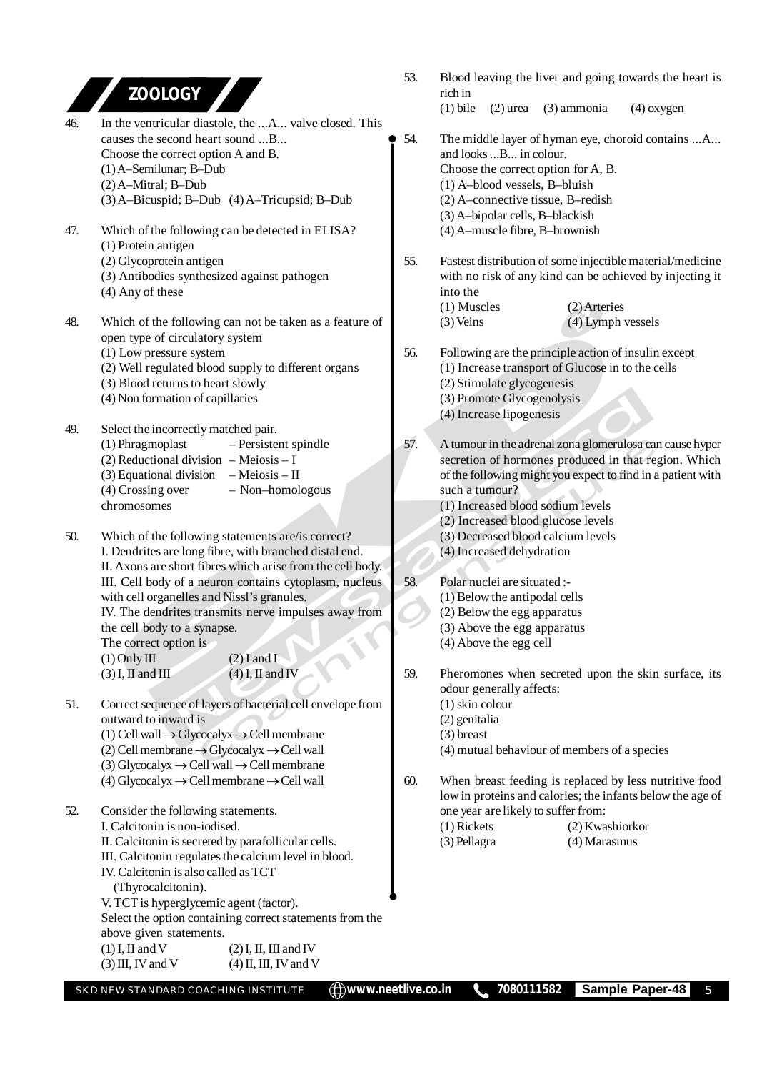## ZOOLOGY

46. In the ventricular diastole, the ...A... valve closed. This causes the second heart sound ...B...
Choose the correct option A and B.
(1) A–Semilunar; B–Dub
(2) A–Mitral; B–Dub
(3) A–Bicuspid; B–Dub (4) A–Tricupsid; B–Dub

47. Which of the following can be detected in ELISA?
(1) Protein antigen
(2) Glycoprotein antigen
(3) Antibodies synthesized against pathogen
(4) Any of these

48. Which of the following can not be taken as a feature of open type of circulatory system
(1) Low pressure system
(2) Well regulated blood supply to different organs
(3) Blood returns to heart slowly
(4) Non formation of capillaries

49. Select the incorrectly matched pair.
(1) Phragmoplast – Persistent spindle
(2) Reductional division – Meiosis – I
(3) Equational division – Meiosis – II
(4) Crossing over – Non–homologous chromosomes

50. Which of the following statements are/is correct?
I. Dendrites are long fibre, with branched distal end.
II. Axons are short fibres which arise from the cell body.
III. Cell body of a neuron contains cytoplasm, nucleus with cell organelles and Nissl's granules.
IV. The dendrites transmits nerve impulses away from the cell body to a synapse.
The correct option is
(1) Only III (2) I and I
(3) I, II and III (4) I, II and IV

51. Correct sequence of layers of bacterial cell envelope from outward to inward is
(1) Cell wall $\rightarrow$ Glycocalyx $\rightarrow$ Cell membrane
(2) Cell membrane $\rightarrow$ Glycocalyx $\rightarrow$ Cell wall
(3) Glycocalyx $\rightarrow$ Cell wall $\rightarrow$ Cell membrane
(4) Glycocalyx $\rightarrow$ Cell membrane $\rightarrow$ Cell wall

52. Consider the following statements.
I. Calcitonin is non-iodised.
II. Calcitonin is secreted by parafollicular cells.
III. Calcitonin regulates the calcium level in blood.
IV. Calcitonin is also called as TCT (Thyrocalcitonin).
V. TCT is hyperglycemic agent (factor).
Select the option containing correct statements from the above given statements.
(1) I, II and V (2) I, II, III and IV
(3) III, IV and V (4) II, III, IV and V

53. Blood leaving the liver and going towards the heart is rich in
(1) bile (2) urea (3) ammonia (4) oxygen

54. The middle layer of hyman eye, choroid contains ...A... and looks ...B... in colour.
Choose the correct option for A, B.
(1) A–blood vessels, B–bluish
(2) A–connective tissue, B–redish
(3) A–bipolar cells, B–blackish
(4) A–muscle fibre, B–brownish

55. Fastest distribution of some injectible material/medicine with no risk of any kind can be achieved by injecting it into the
(1) Muscles (2) Arteries
(3) Veins (4) Lymph vessels

56. Following are the principle action of insulin except
(1) Increase transport of Glucose in to the cells
(2) Stimulate glycogenesis
(3) Promote Glycogenolysis
(4) Increase lipogenesis

57. A tumour in the adrenal zona glomerulosa can cause hyper secretion of hormones produced in that region. Which of the following might you expect to find in a patient with such a tumour?
(1) Increased blood sodium levels
(2) Increased blood glucose levels
(3) Decreased blood calcium levels
(4) Increased dehydration

58. Polar nuclei are situated :-
(1) Below the antipodal cells
(2) Below the egg apparatus
(3) Above the egg apparatus
(4) Above the egg cell

59. Pheromones when secreted upon the skin surface, its odour generally affects:
(1) skin colour
(2) genitalia
(3) breast
(4) mutual behaviour of members of a species

60. When breast feeding is replaced by less nutritive food low in proteins and calories; the infants below the age of one year are likely to suffer from:
(1) Rickets (2) Kwashiorkor
(3) Pellagra (4) Marasmus